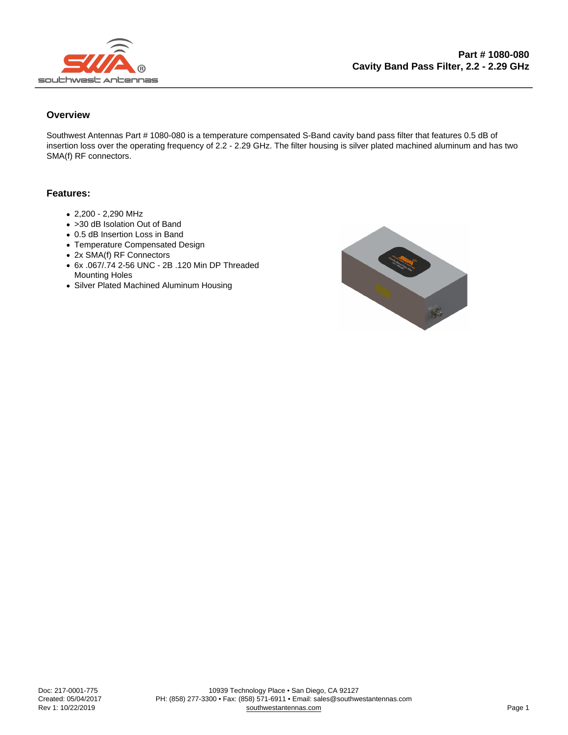# Part # 1080-080
## Cavity Band Pass Filter, 2.2 - 2.29 GHz

### Overview

Southwest Antennas Part # 1080-080 is a temperature compensated S-Band cavity band pass filter that features 0.5 dB of insertion loss over the operating frequency of 2.2 - 2.29 GHz. The filter housing is silver plated machined aluminum and has two SMA(f) RF connectors.

### Features:

- 2,200 - 2,290 MHz
- >30 dB Isolation Out of Band
- 0.5 dB Insertion Loss in Band
- Temperature Compensated Design
- 2x SMA(f) RF Connectors
- 6x .067/.74 2-56 UNC - 2B .120 Min DP Threaded Mounting Holes
- Silver Plated Machined Aluminum Housing

Doc: 217-0001-775
Created: 05/04/2017
Rev 1: 10/22/2019

10939 Technology Place • San Diego, CA 92127
PH: (858) 277-3300 • Fax: (858) 571-6911 • Email: sales@southwestantennas.com
southwestantennas.com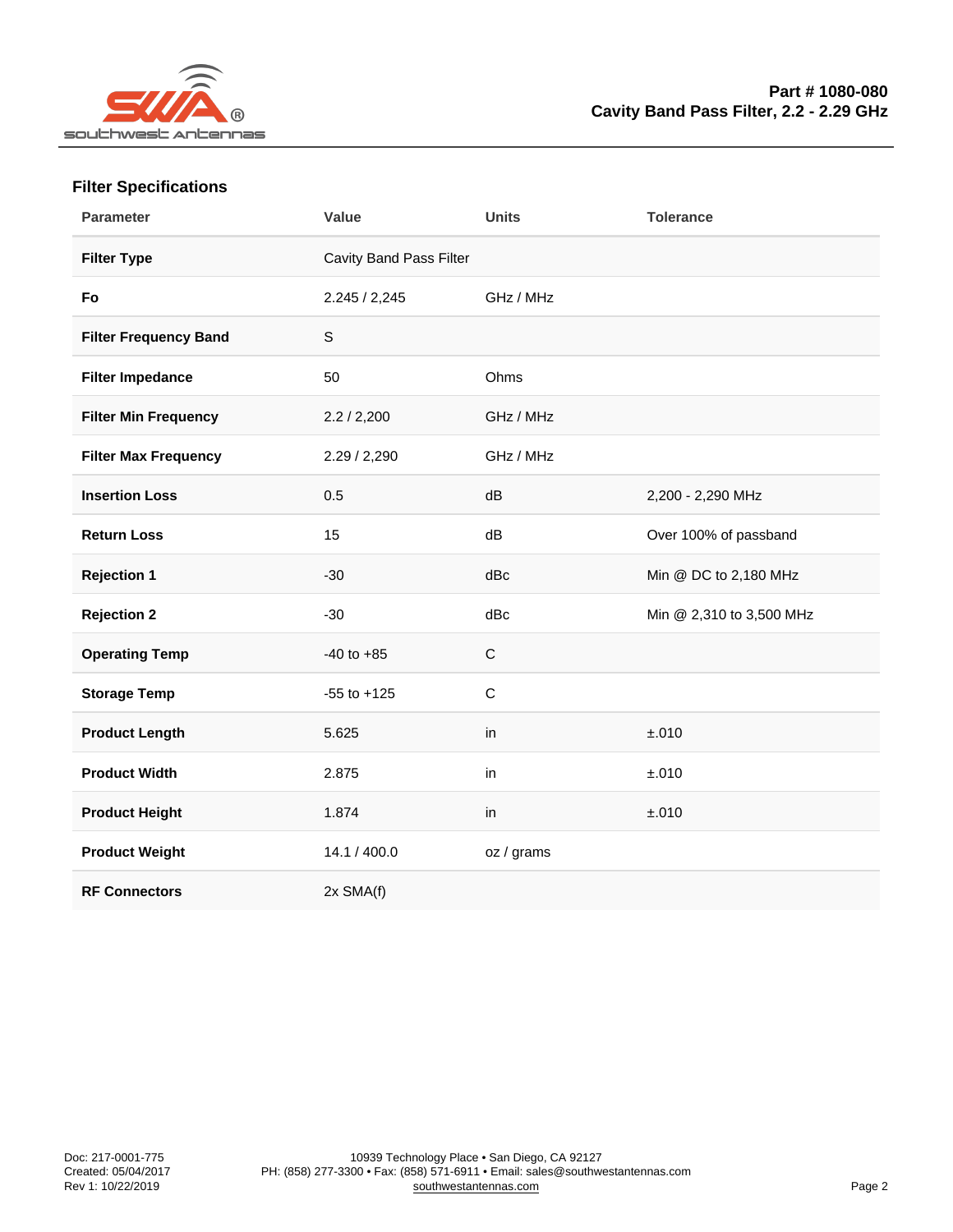## Filter Specifications

| Parameter | Value | Units | Tolerance |
|---|---|---|---|
| **Filter Type** | Cavity Band Pass Filter | | |
| **Fo** | 2.245 / 2,245 | GHz / MHz | |
| **Filter Frequency Band** | S | | |
| **Filter Impedance** | 50 | Ohms | |
| **Filter Min Frequency** | 2.2 / 2,200 | GHz / MHz | |
| **Filter Max Frequency** | 2.29 / 2,290 | GHz / MHz | |
| **Insertion Loss** | 0.5 | dB | 2,200 - 2,290 MHz |
| **Return Loss** | 15 | dB | Over 100% of passband |
| **Rejection 1** | -30 | dBc | Min @ DC to 2,180 MHz |
| **Rejection 2** | -30 | dBc | Min @ 2,310 to 3,500 MHz |
| **Operating Temp** | -40 to +85 | C | |
| **Storage Temp** | -55 to +125 | C | |
| **Product Length** | 5.625 | in | ±.010 |
| **Product Width** | 2.875 | in | ±.010 |
| **Product Height** | 1.874 | in | ±.010 |
| **Product Weight** | 14.1 / 400.0 | oz / grams | |
| **RF Connectors** | 2x SMA(f) | | |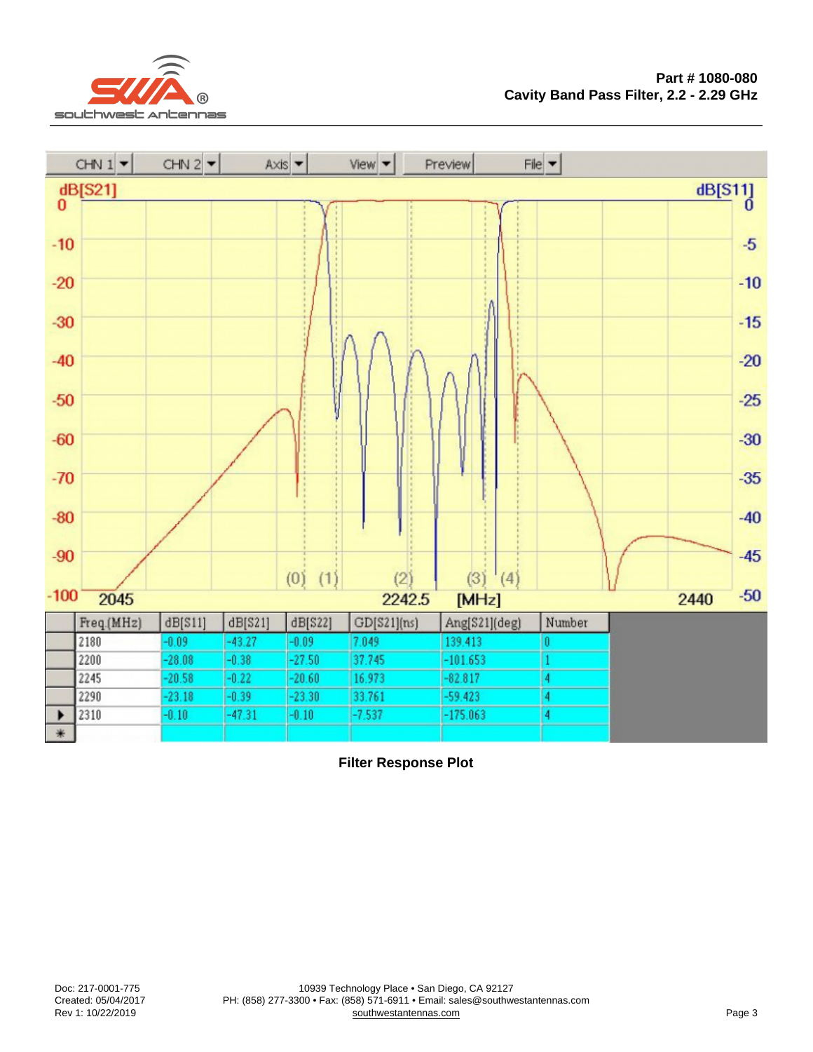**Part # 1080-080**
**Cavity Band Pass Filter, 2.2 - 2.29 GHz**

| Freq.(MHz) | dB[S11] | dB[S21] | dB[S22] | GD[S21](ns) | Ang[S21](deg) | Number |
|---|---|---|---|---|---|---|
| 2180 | -0.09 | -43.27 | -0.09 | 7.049 | 139.413 | 0 |
| 2200 | -28.08 | -0.38 | -27.50 | 37.745 | -101.653 | 1 |
| 2245 | -20.58 | -0.22 | -20.60 | 16.973 | -82.817 | 4 |
| 2290 | -23.18 | -0.39 | -23.30 | 33.761 | -59.423 | 4 |
| 2310 | -0.10 | -47.31 | -0.10 | -7.537 | -175.063 | 4 |

**Filter Response Plot**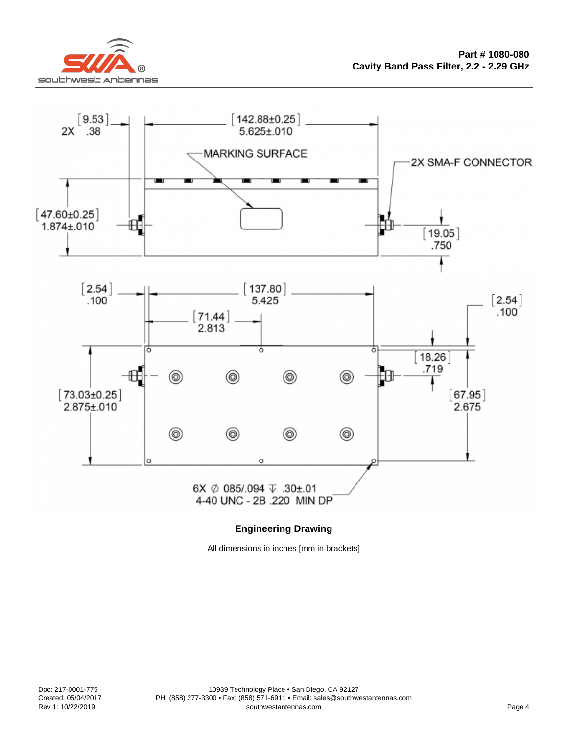**Part # 1080-080**
**Cavity Band Pass Filter, 2.2 - 2.29 GHz**

[9.53]
2X .38

[142.88±0.25]
5.625±.010

MARKING SURFACE

2X SMA-F CONNECTOR

[47.60±0.25]
1.874±.010

[19.05]
.750

[2.54]
.100

[137.80]
5.425

[71.44]
2.813

[2.54]
.100

[18.26]
.719

[73.03±0.25]
2.875±.010

[67.95]
2.675

6X ∅ 085/.094 ↧ .30±.01
4-40 UNC - 2B .220 MIN DP

**Engineering Drawing**

All dimensions in inches [mm in brackets]

Doc: 217-0001-775
Created: 05/04/2017
Rev 1: 10/22/2019

10939 Technology Place • San Diego, CA 92127
PH: (858) 277-3300 • Fax: (858) 571-6911 • Email: sales@southwestantennas.com
southwestantennas.com